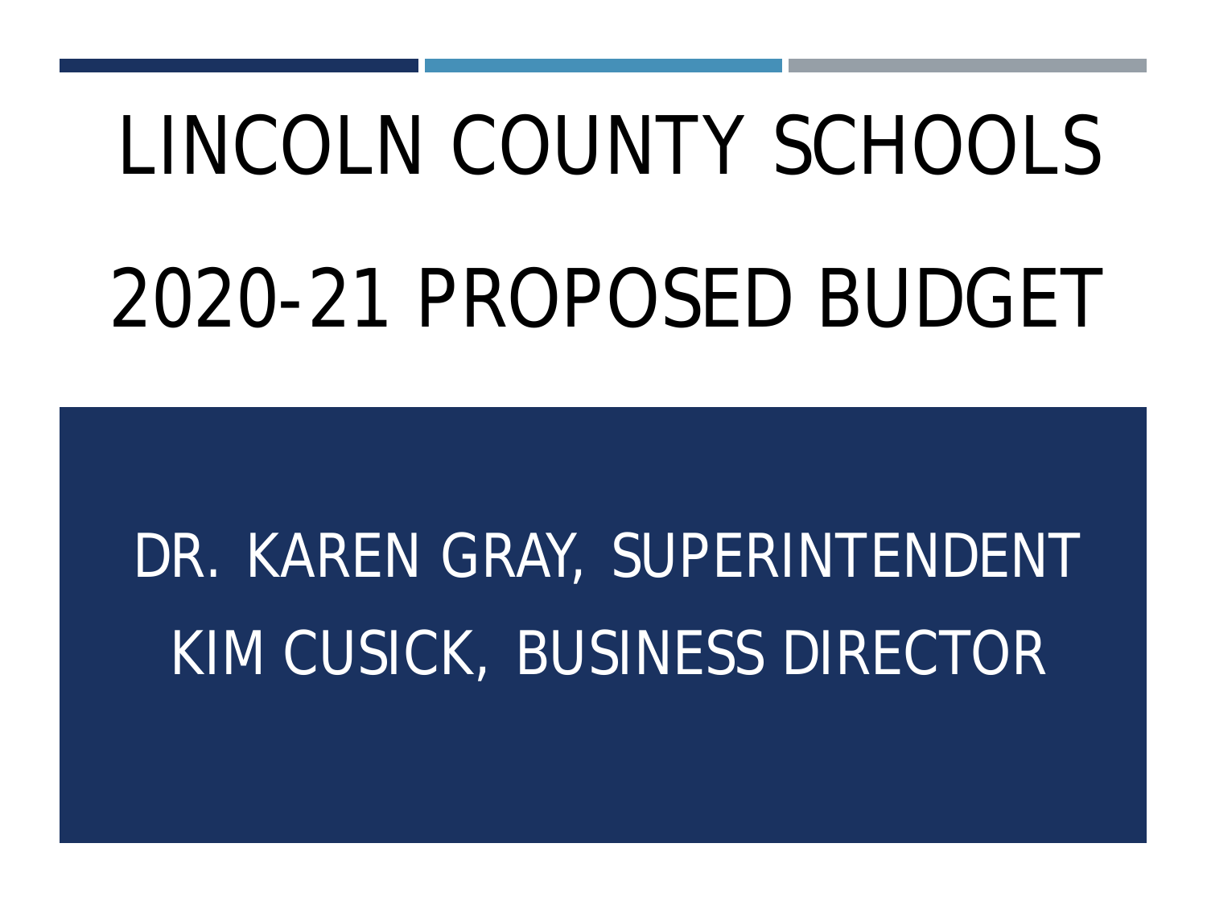# LINCOLN COUNTY SCHOOLS

# 2020-21 PROPOSED BUDGET

DR. KAREN GRAY, SUPERINTENDENT

KIM CUSICK, BUSINESS DIRECTOR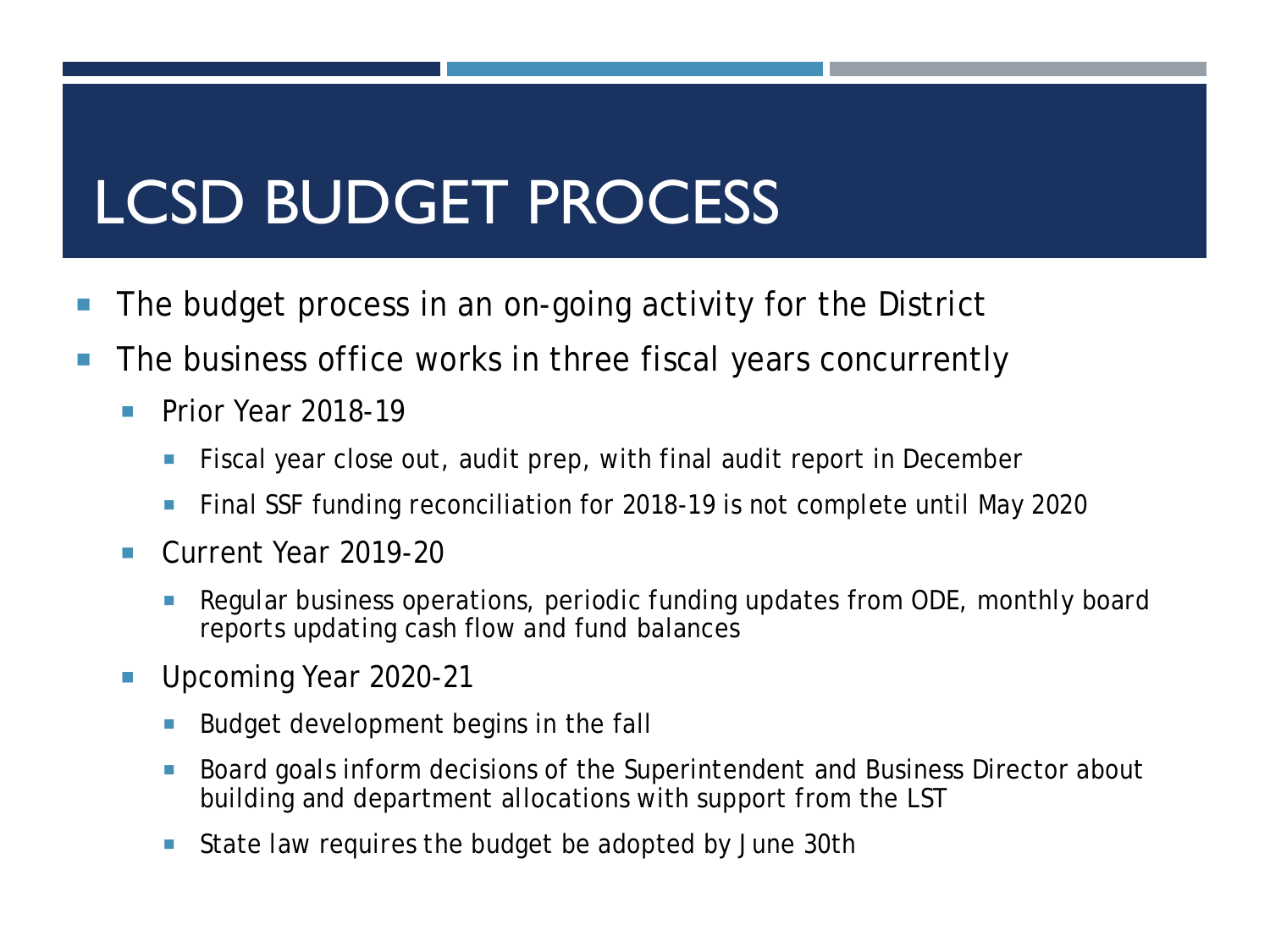# LCSD BUDGET PROCESS

- The budget process in an on-going activity for the District
- The business office works in three fiscal years concurrently
  - Prior Year 2018-19
    - Fiscal year close out, audit prep, with final audit report in December
    - Final SSF funding reconciliation for 2018-19 is not complete until May 2020
  - Current Year 2019-20
    - Regular business operations, periodic funding updates from ODE, monthly board reports updating cash flow and fund balances
  - Upcoming Year 2020-21
    - Budget development begins in the fall
    - Board goals inform decisions of the Superintendent and Business Director about building and department allocations with support from the LST
    - State law requires the budget be adopted by June 30th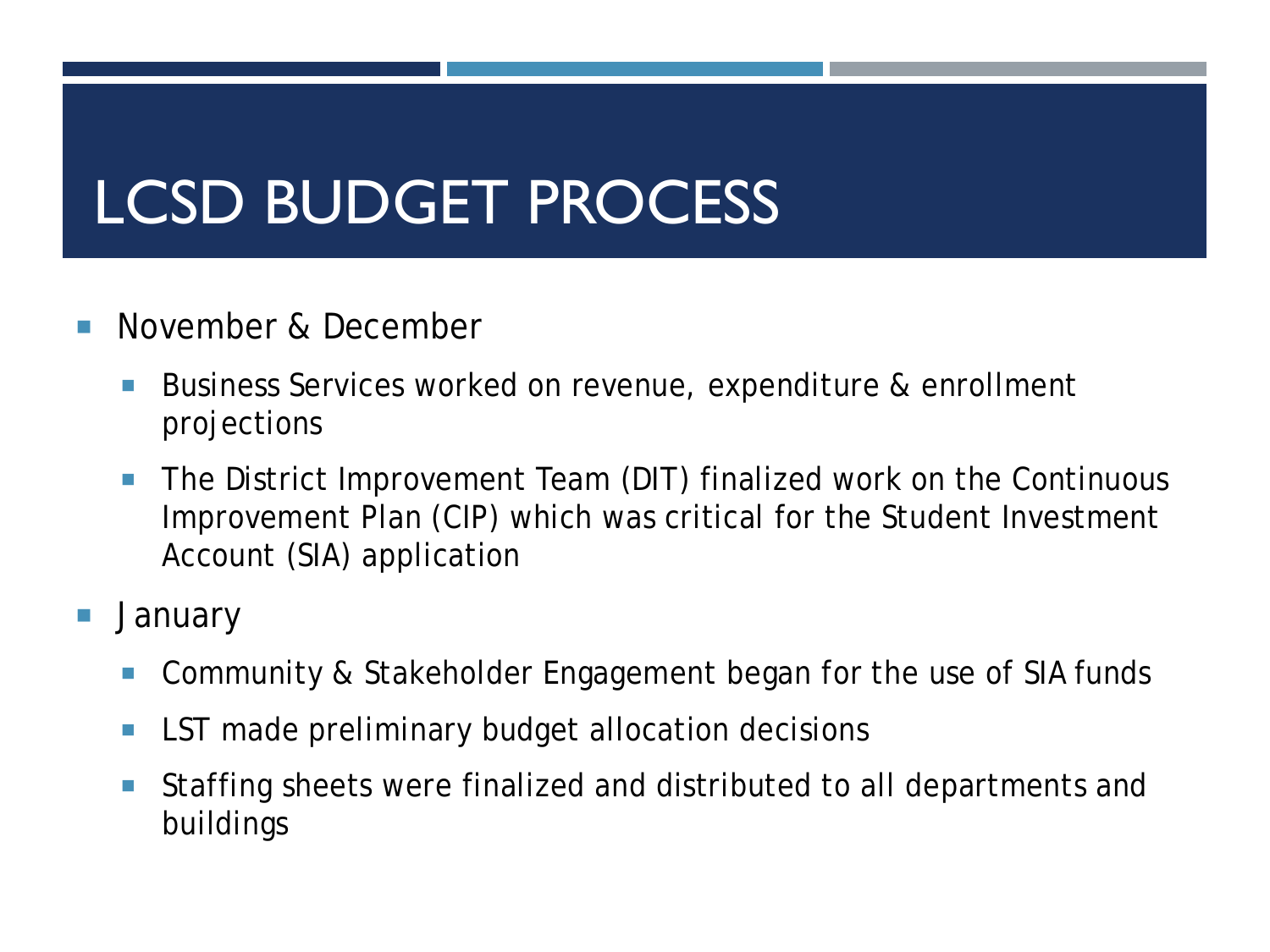# LCSD BUDGET PROCESS

- November & December
  - Business Services worked on revenue, expenditure & enrollment projections
  - The District Improvement Team (DIT) finalized work on the Continuous Improvement Plan (CIP) which was critical for the Student Investment Account (SIA) application
- January
  - Community & Stakeholder Engagement began for the use of SIA funds
  - LST made preliminary budget allocation decisions
  - Staffing sheets were finalized and distributed to all departments and buildings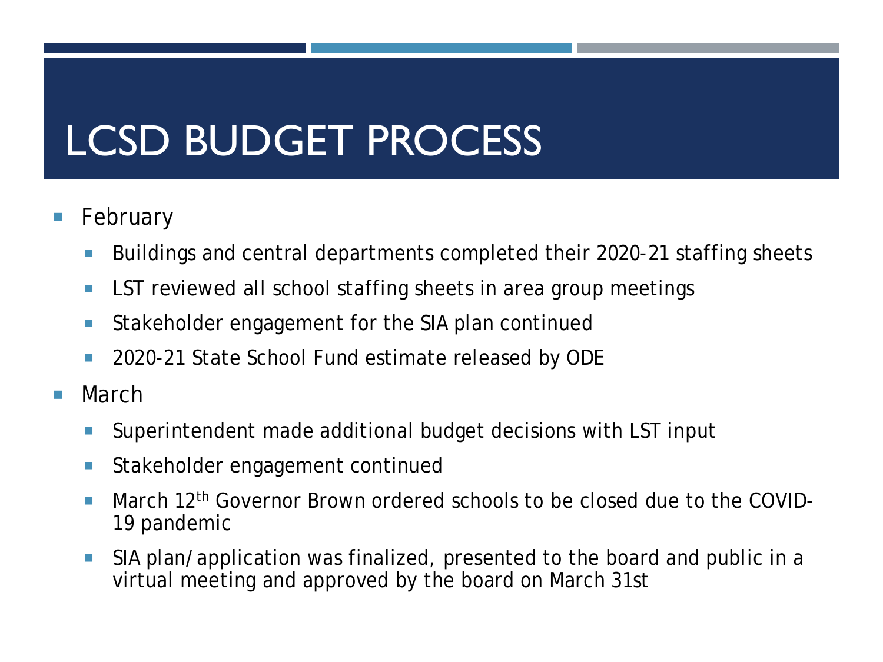# LCSD BUDGET PROCESS

- February
  - Buildings and central departments completed their 2020-21 staffing sheets
  - LST reviewed all school staffing sheets in area group meetings
  - Stakeholder engagement for the SIA plan continued
  - 2020-21 State School Fund estimate released by ODE
- March
  - Superintendent made additional budget decisions with LST input
  - Stakeholder engagement continued
  - March 12th Governor Brown ordered schools to be closed due to the COVID-19 pandemic
  - SIA plan/application was finalized, presented to the board and public in a virtual meeting and approved by the board on March 31st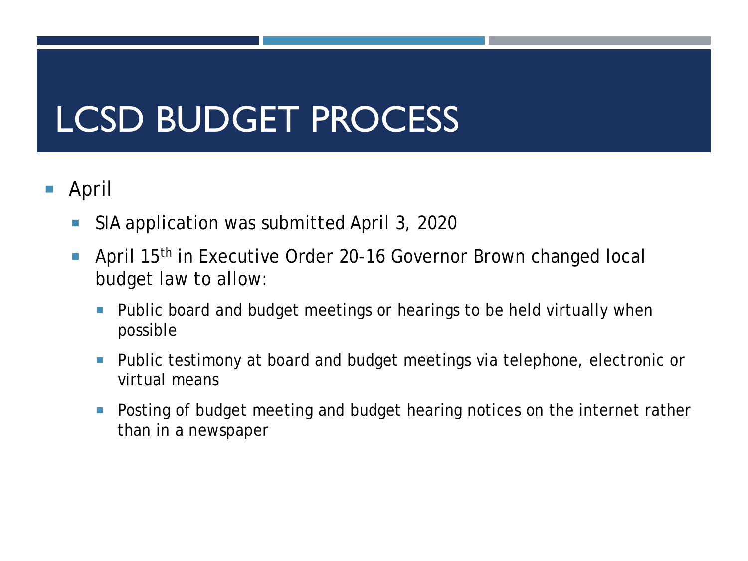# LCSD BUDGET PROCESS

- April
  - SIA application was submitted April 3, 2020
  - April 15th in Executive Order 20-16 Governor Brown changed local budget law to allow:
    - Public board and budget meetings or hearings to be held virtually when possible
    - Public testimony at board and budget meetings via telephone, electronic or virtual means
    - Posting of budget meeting and budget hearing notices on the internet rather than in a newspaper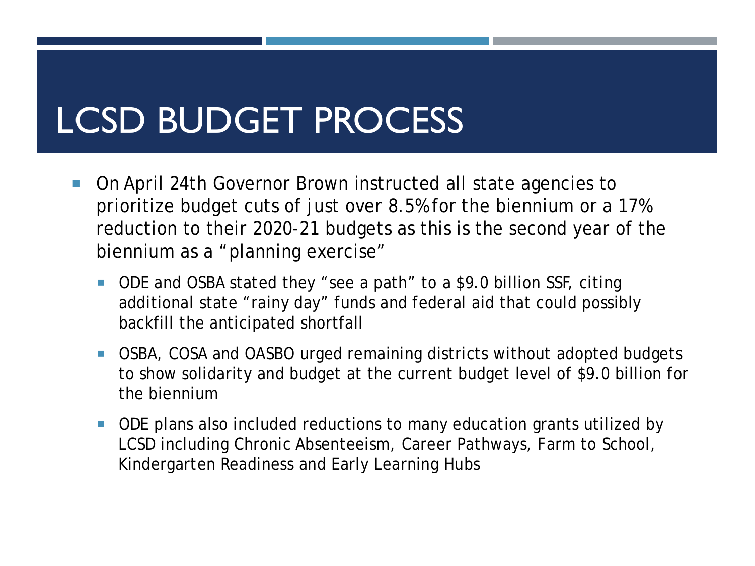# LCSD BUDGET PROCESS

- On April 24th Governor Brown instructed all state agencies to prioritize budget cuts of just over 8.5% for the biennium or a 17% reduction to their 2020-21 budgets as this is the second year of the biennium as a "planning exercise"
  - ODE and OSBA stated they "see a path" to a $9.0 billion SSF, citing additional state "rainy day" funds and federal aid that could possibly backfill the anticipated shortfall
  - OSBA, COSA and OASBO urged remaining districts without adopted budgets to show solidarity and budget at the current budget level of $9.0 billion for the biennium
  - ODE plans also included reductions to many education grants utilized by LCSD including Chronic Absenteeism, Career Pathways, Farm to School, Kindergarten Readiness and Early Learning Hubs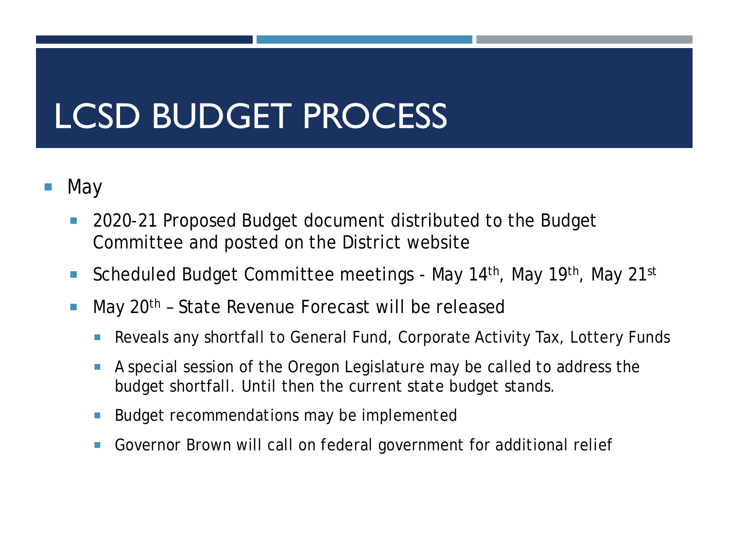# LCSD BUDGET PROCESS

- May
  - 2020-21 Proposed Budget document distributed to the Budget Committee and posted on the District website
  - Scheduled Budget Committee meetings - May 14th, May 19th, May 21st
  - May 20th – State Revenue Forecast will be released
    - Reveals any shortfall to General Fund, Corporate Activity Tax, Lottery Funds
    - A special session of the Oregon Legislature may be called to address the budget shortfall. Until then the current state budget stands.
    - Budget recommendations may be implemented
    - Governor Brown will call on federal government for additional relief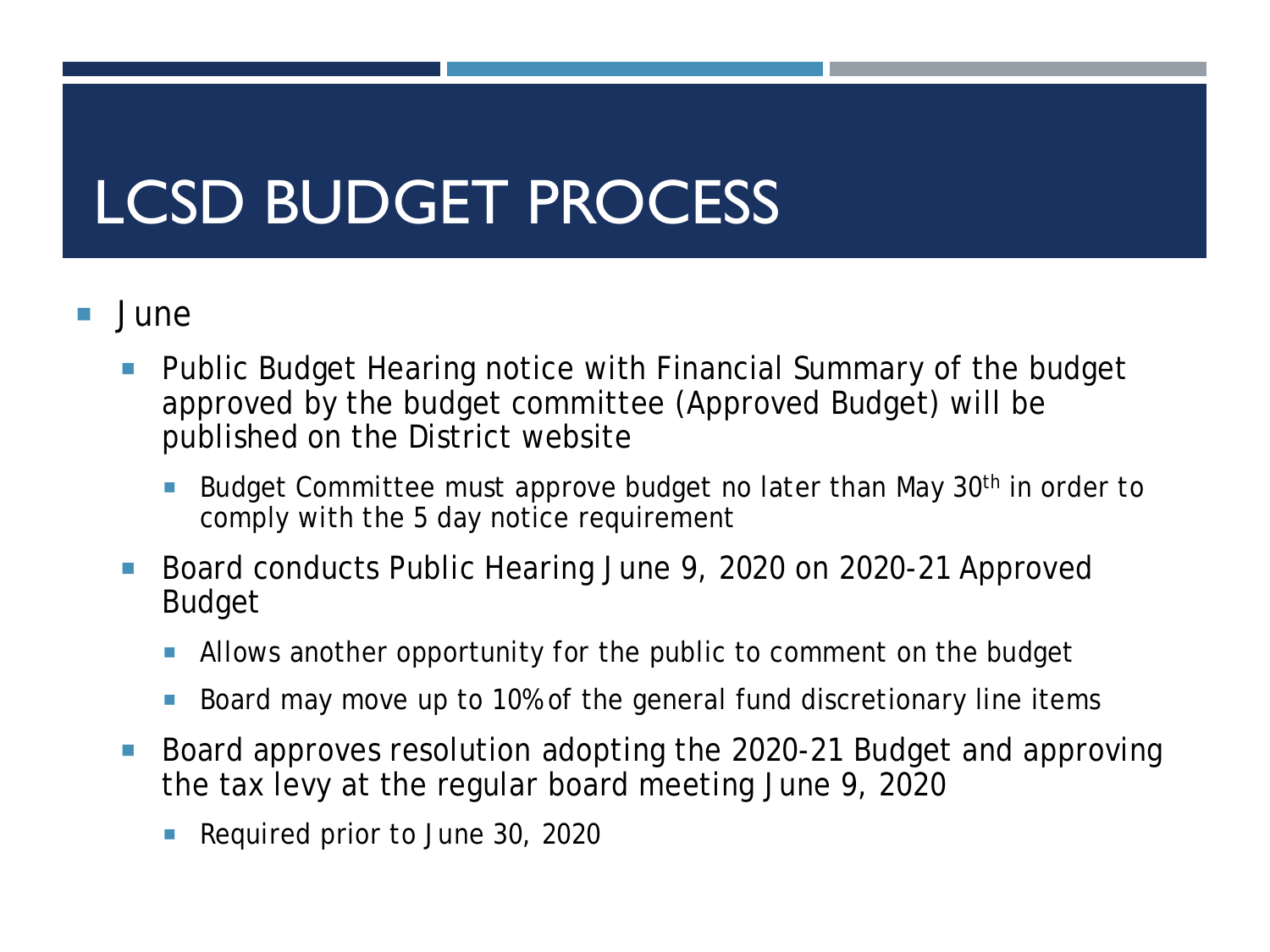# LCSD BUDGET PROCESS

- June
  - Public Budget Hearing notice with Financial Summary of the budget approved by the budget committee (Approved Budget) will be published on the District website
    - Budget Committee must approve budget no later than May 30th in order to comply with the 5 day notice requirement
  - Board conducts Public Hearing June 9, 2020 on 2020-21 Approved Budget
    - Allows another opportunity for the public to comment on the budget
    - Board may move up to 10% of the general fund discretionary line items
  - Board approves resolution adopting the 2020-21 Budget and approving the tax levy at the regular board meeting June 9, 2020
    - Required prior to June 30, 2020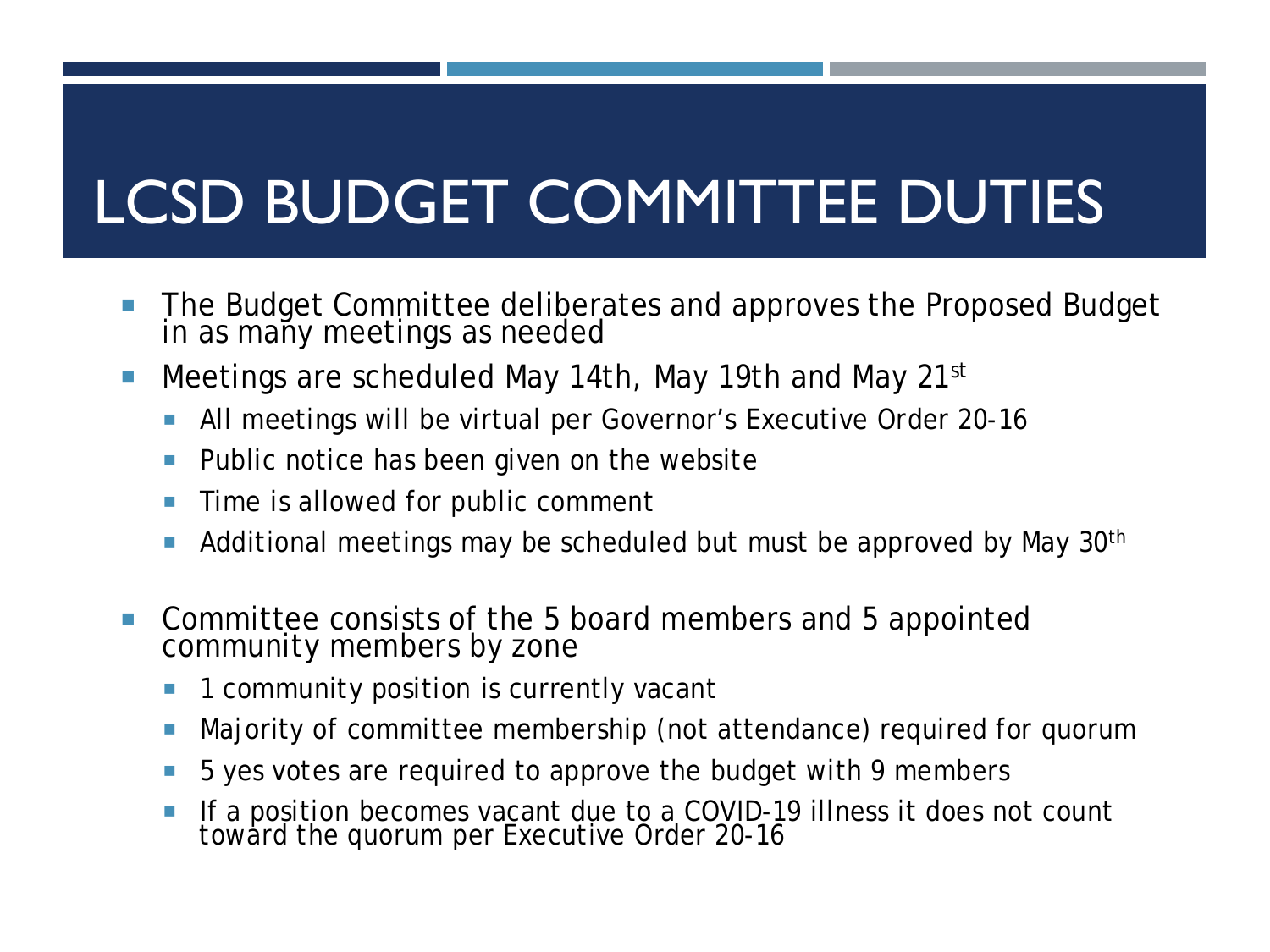# LCSD BUDGET COMMITTEE DUTIES

- The Budget Committee deliberates and approves the Proposed Budget in as many meetings as needed
- Meetings are scheduled May 14th, May 19th and May 21st
  - All meetings will be virtual per Governor's Executive Order 20-16
  - Public notice has been given on the website
  - Time is allowed for public comment
  - Additional meetings may be scheduled but must be approved by May 30th
- Committee consists of the 5 board members and 5 appointed community members by zone
  - 1 community position is currently vacant
  - Majority of committee membership (not attendance) required for quorum
  - 5 yes votes are required to approve the budget with 9 members
  - If a position becomes vacant due to a COVID-19 illness it does not count toward the quorum per Executive Order 20-16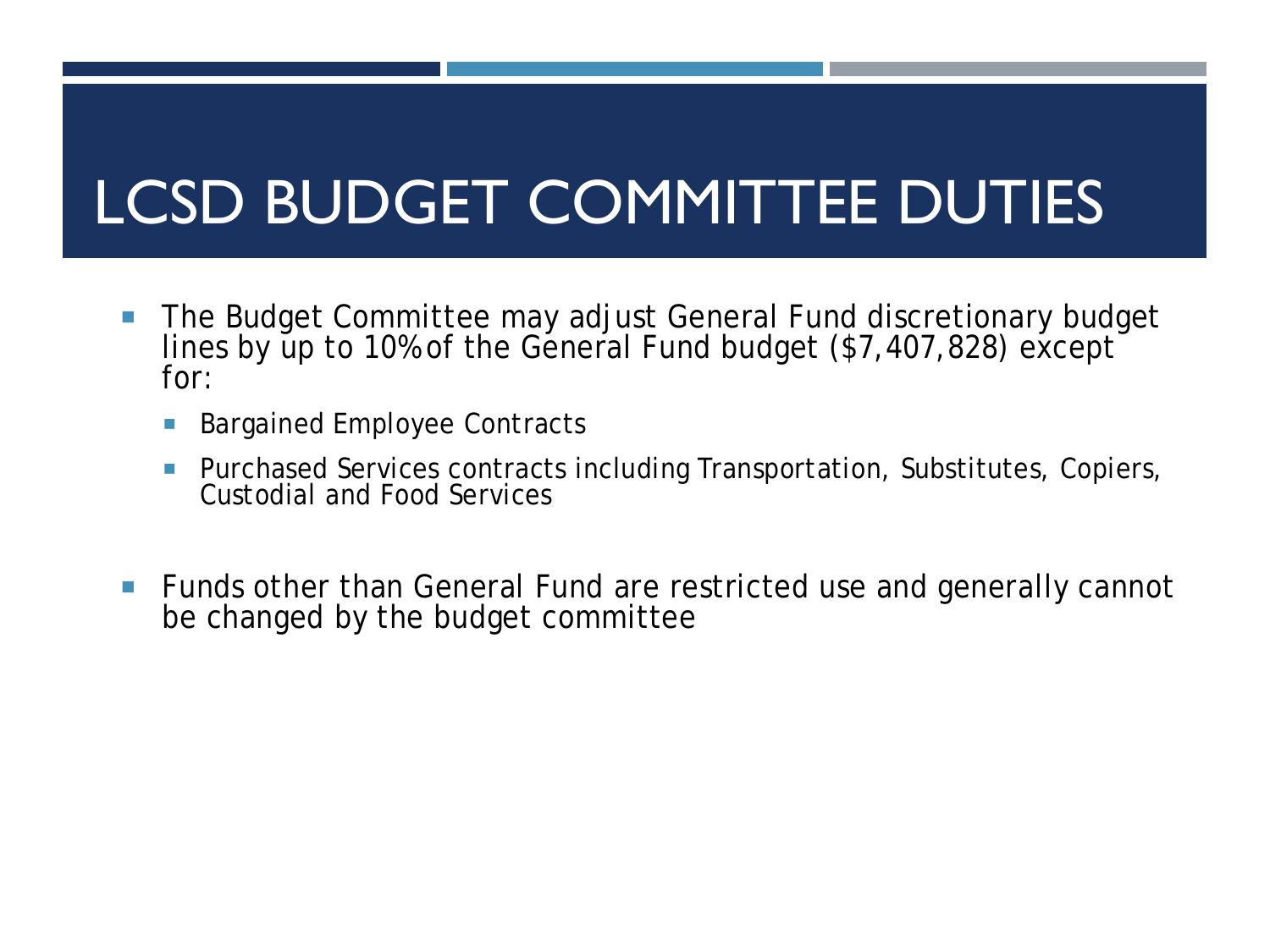# LCSD BUDGET COMMITTEE DUTIES

- The Budget Committee may adjust General Fund discretionary budget lines by up to 10% of the General Fund budget ($7,407,828) except for:
  - Bargained Employee Contracts
  - Purchased Services contracts including Transportation, Substitutes, Copiers, Custodial and Food Services

- Funds other than General Fund are restricted use and generally cannot be changed by the budget committee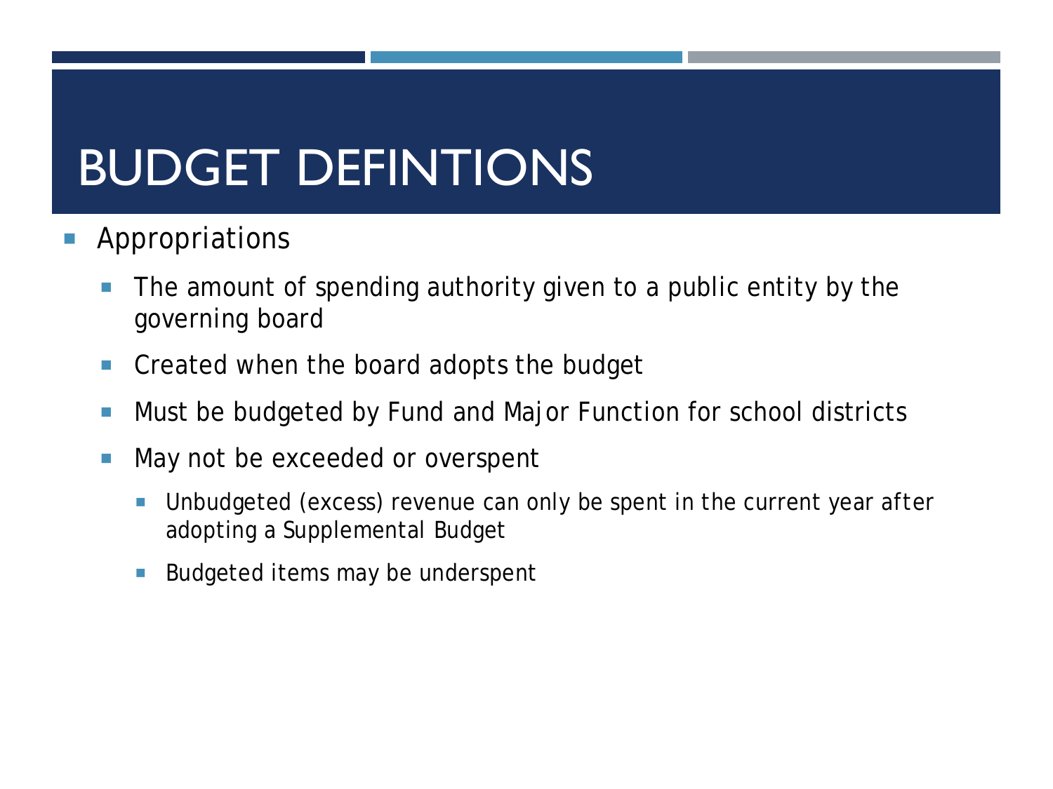# BUDGET DEFINTIONS

- Appropriations
  - The amount of spending authority given to a public entity by the governing board
  - Created when the board adopts the budget
  - Must be budgeted by Fund and Major Function for school districts
  - May not be exceeded or overspent
    - Unbudgeted (excess) revenue can only be spent in the current year after adopting a Supplemental Budget
    - Budgeted items may be underspent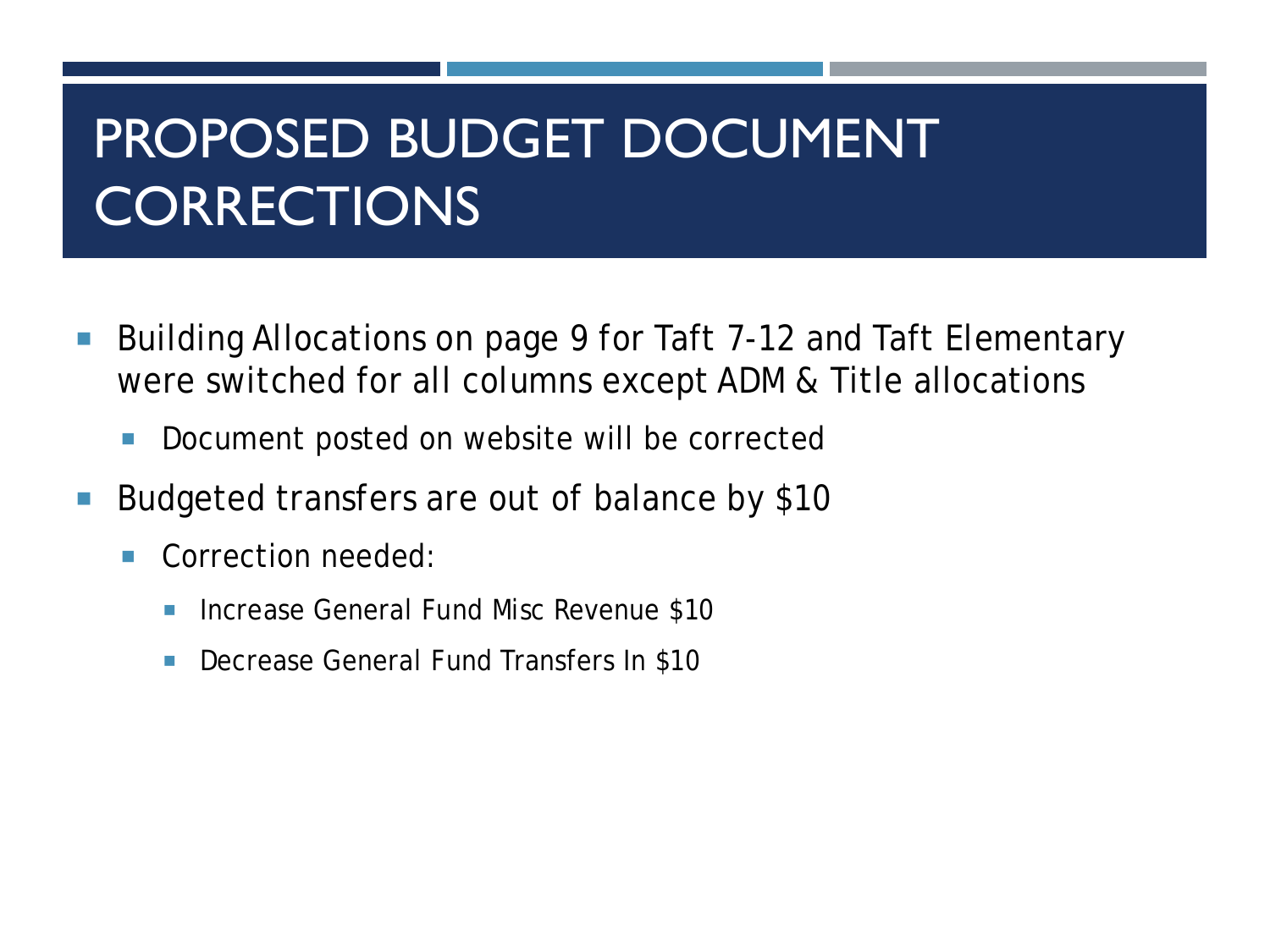# PROPOSED BUDGET DOCUMENT CORRECTIONS

- Building Allocations on page 9 for Taft 7-12 and Taft Elementary were switched for all columns except ADM & Title allocations
  - Document posted on website will be corrected
- Budgeted transfers are out of balance by $10
  - Correction needed:
    - Increase General Fund Misc Revenue $10
    - Decrease General Fund Transfers In $10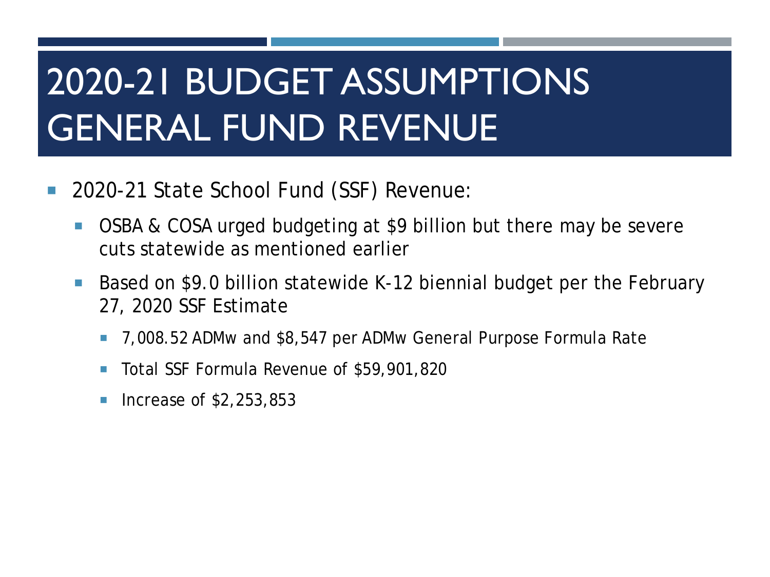# 2020-21 BUDGET ASSUMPTIONS GENERAL FUND REVENUE

- 2020-21 State School Fund (SSF) Revenue:
  - OSBA & COSA urged budgeting at $9 billion but there may be severe cuts statewide as mentioned earlier
  - Based on $9.0 billion statewide K-12 biennial budget per the February 27, 2020 SSF Estimate
    - 7,008.52 ADMw and $8,547 per ADMw General Purpose Formula Rate
    - Total SSF Formula Revenue of $59,901,820
    - Increase of $2,253,853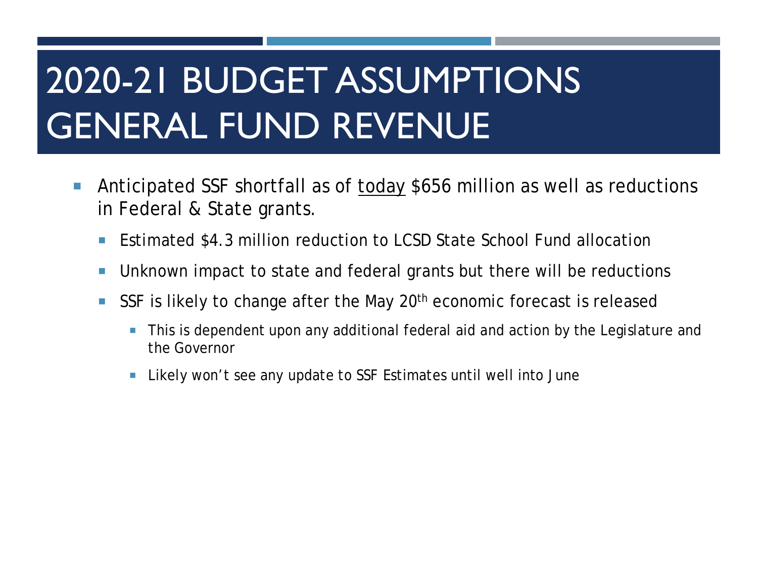# 2020-21 BUDGET ASSUMPTIONS GENERAL FUND REVENUE

- Anticipated SSF shortfall as of <u>today</u> $656 million as well as reductions in Federal & State grants.
  - Estimated $4.3 million reduction to LCSD State School Fund allocation
  - Unknown impact to state and federal grants but there will be reductions
  - SSF is likely to change after the May 20th economic forecast is released
    - This is dependent upon any additional federal aid and action by the Legislature and the Governor
    - Likely won't see any update to SSF Estimates until well into June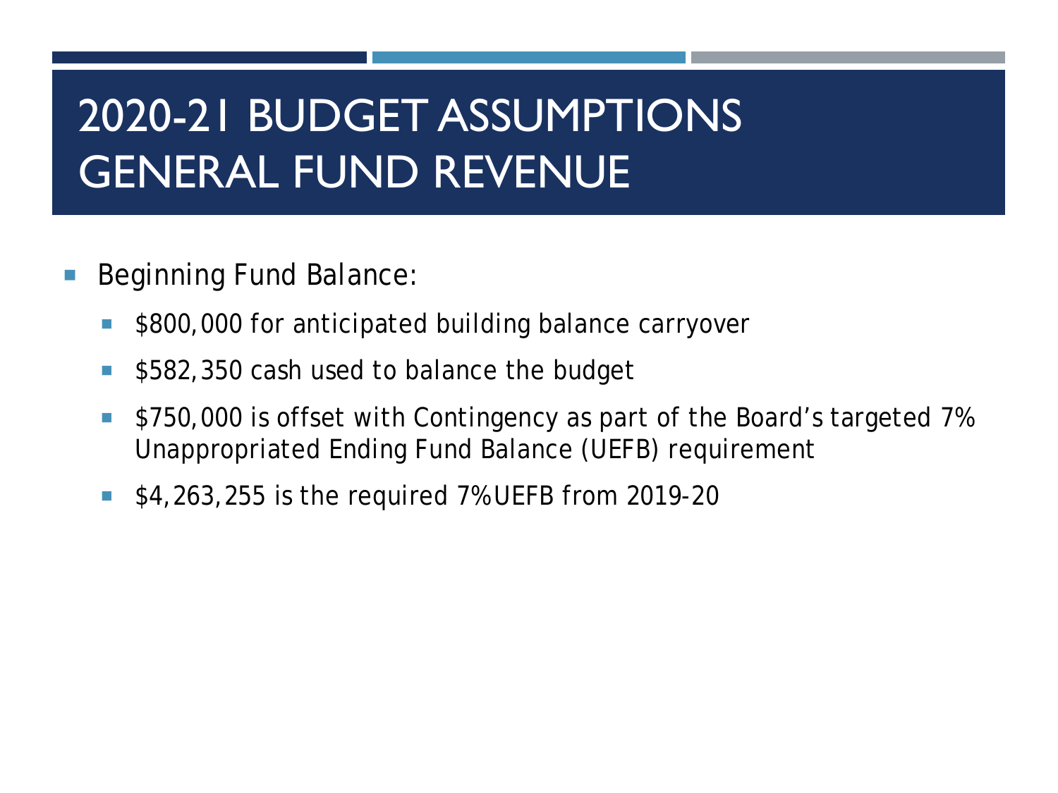# 2020-21 BUDGET ASSUMPTIONS GENERAL FUND REVENUE

- Beginning Fund Balance:
  - $800,000 for anticipated building balance carryover
  - $582,350 cash used to balance the budget
  - $750,000 is offset with Contingency as part of the Board's targeted 7% Unappropriated Ending Fund Balance (UEFB) requirement
  - $4,263,255 is the required 7% UEFB from 2019-20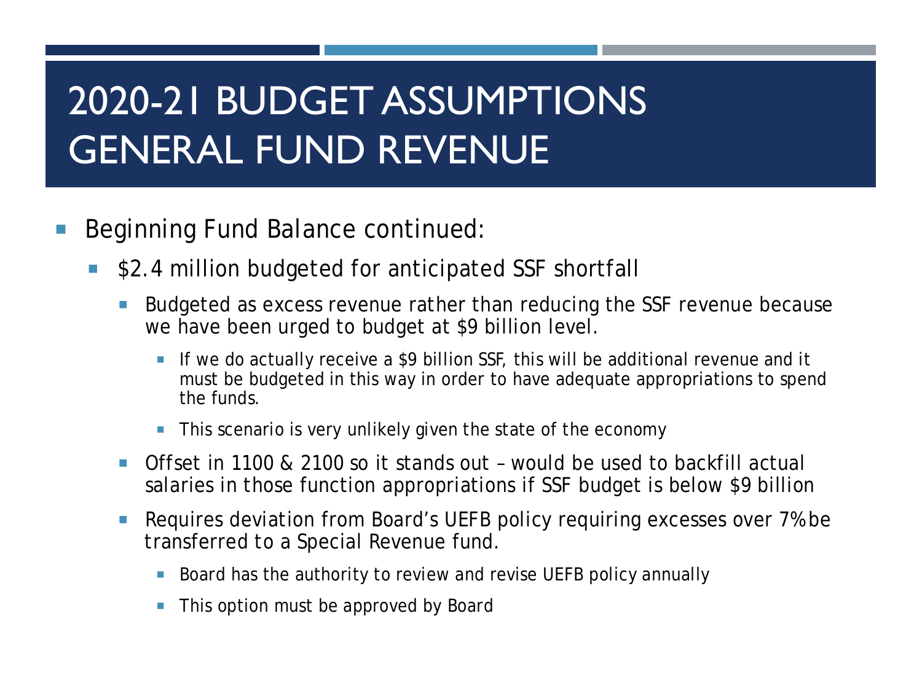# 2020-21 BUDGET ASSUMPTIONS GENERAL FUND REVENUE

- Beginning Fund Balance continued:
  - $2.4 million budgeted for anticipated SSF shortfall
    - Budgeted as excess revenue rather than reducing the SSF revenue because we have been urged to budget at $9 billion level.
      - If we do actually receive a $9 billion SSF, this will be additional revenue and it must be budgeted in this way in order to have adequate appropriations to spend the funds.
      - This scenario is very unlikely given the state of the economy
    - Offset in 1100 & 2100 so it stands out – would be used to backfill actual salaries in those function appropriations if SSF budget is below $9 billion
    - Requires deviation from Board's UEFB policy requiring excesses over 7% be transferred to a Special Revenue fund.
      - Board has the authority to review and revise UEFB policy annually
      - This option must be approved by Board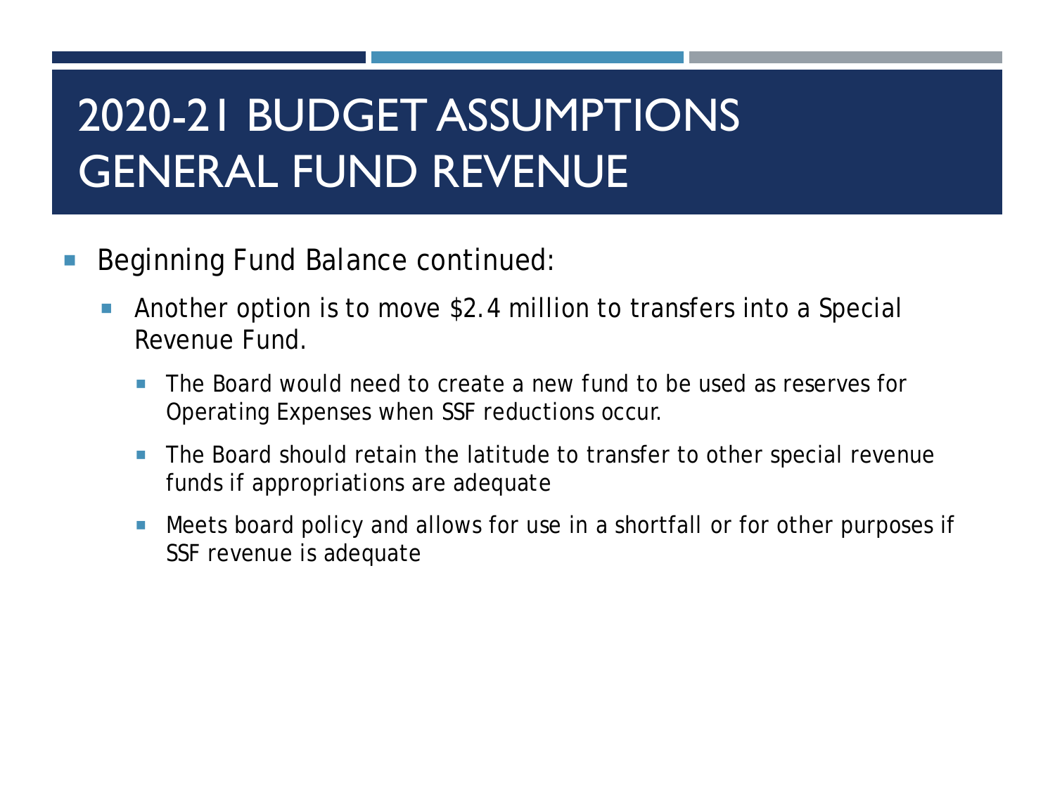# 2020-21 BUDGET ASSUMPTIONS GENERAL FUND REVENUE

- Beginning Fund Balance continued:
  - Another option is to move $2.4 million to transfers into a Special Revenue Fund.
    - The Board would need to create a new fund to be used as reserves for Operating Expenses when SSF reductions occur.
    - The Board should retain the latitude to transfer to other special revenue funds if appropriations are adequate
    - Meets board policy and allows for use in a shortfall or for other purposes if SSF revenue is adequate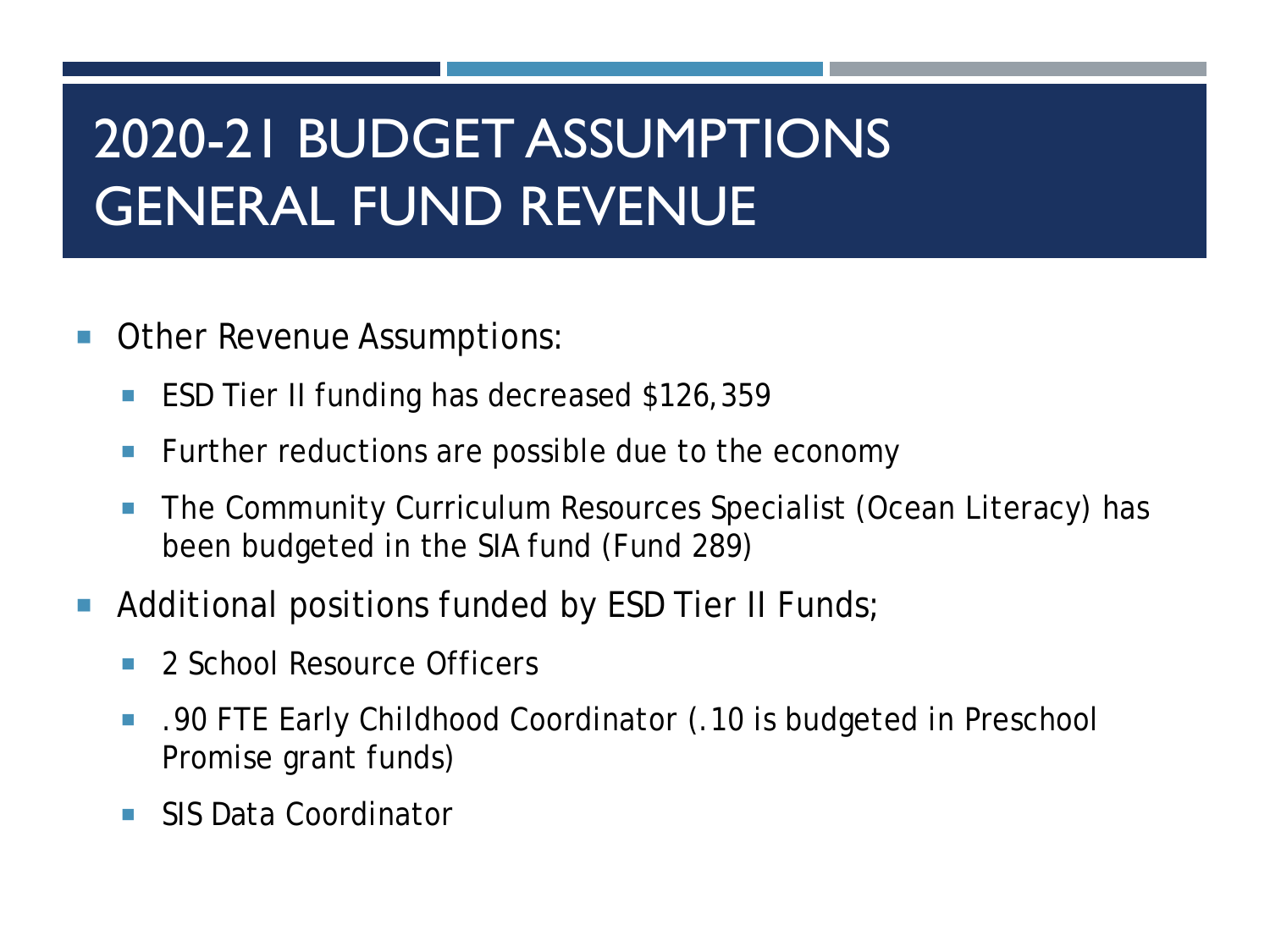# 2020-21 BUDGET ASSUMPTIONS GENERAL FUND REVENUE

- Other Revenue Assumptions:
  - ESD Tier II funding has decreased $126,359
  - Further reductions are possible due to the economy
  - The Community Curriculum Resources Specialist (Ocean Literacy) has been budgeted in the SIA fund (Fund 289)
- Additional positions funded by ESD Tier II Funds;
  - 2 School Resource Officers
  - .90 FTE Early Childhood Coordinator (.10 is budgeted in Preschool Promise grant funds)
  - SIS Data Coordinator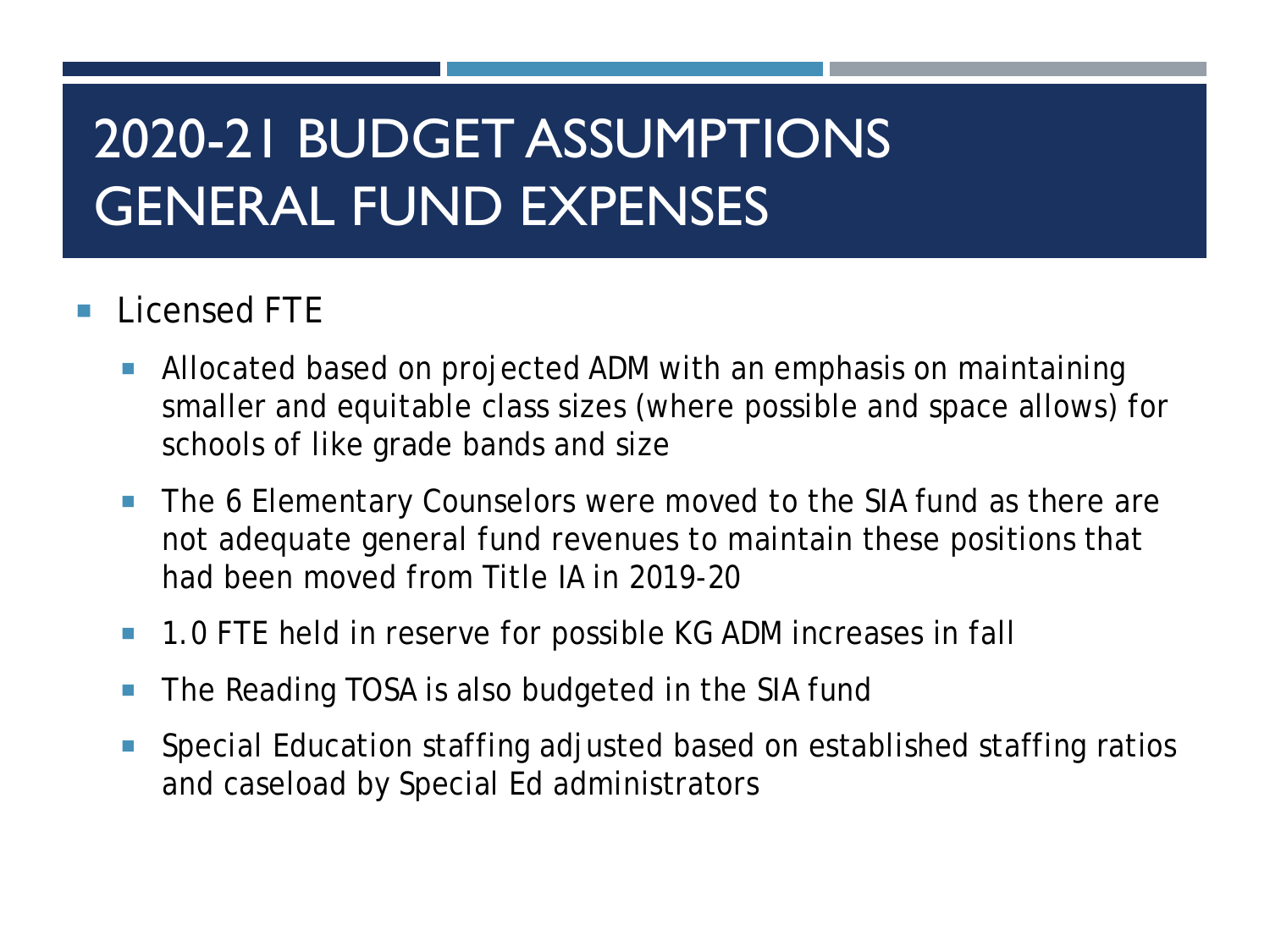# 2020-21 BUDGET ASSUMPTIONS GENERAL FUND EXPENSES

- Licensed FTE
  - Allocated based on projected ADM with an emphasis on maintaining smaller and equitable class sizes (where possible and space allows) for schools of like grade bands and size
  - The 6 Elementary Counselors were moved to the SIA fund as there are not adequate general fund revenues to maintain these positions that had been moved from Title IA in 2019-20
  - 1.0 FTE held in reserve for possible KG ADM increases in fall
  - The Reading TOSA is also budgeted in the SIA fund
  - Special Education staffing adjusted based on established staffing ratios and caseload by Special Ed administrators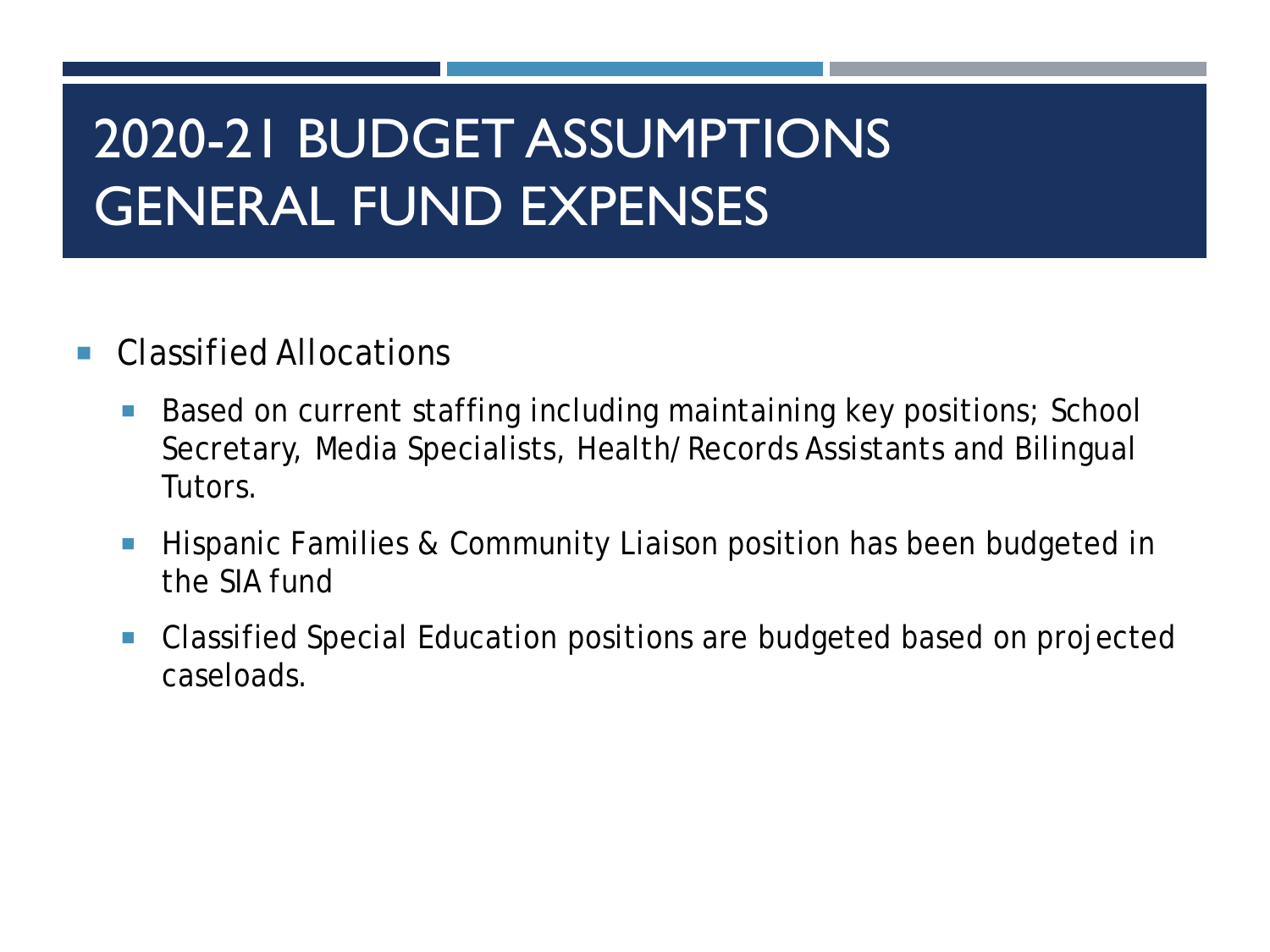# 2020-21 BUDGET ASSUMPTIONS GENERAL FUND EXPENSES

- Classified Allocations
  - Based on current staffing including maintaining key positions; School Secretary, Media Specialists, Health/Records Assistants and Bilingual Tutors.
  - Hispanic Families & Community Liaison position has been budgeted in the SIA fund
  - Classified Special Education positions are budgeted based on projected caseloads.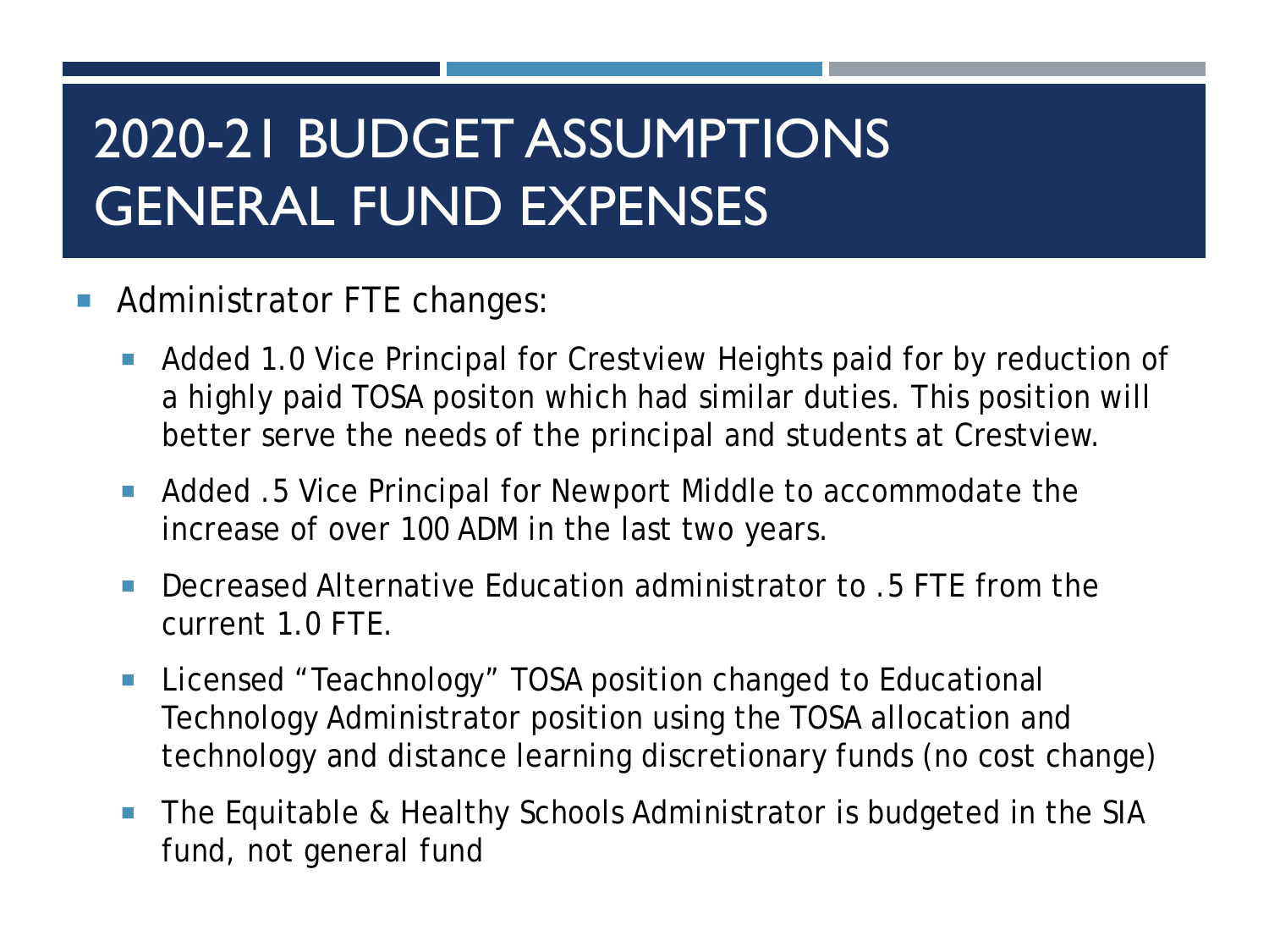# 2020-21 BUDGET ASSUMPTIONS GENERAL FUND EXPENSES

- Administrator FTE changes:
  - Added 1.0 Vice Principal for Crestview Heights paid for by reduction of a highly paid TOSA positon which had similar duties. This position will better serve the needs of the principal and students at Crestview.
  - Added .5 Vice Principal for Newport Middle to accommodate the increase of over 100 ADM in the last two years.
  - Decreased Alternative Education administrator to .5 FTE from the current 1.0 FTE.
  - Licensed "Teachnology" TOSA position changed to Educational Technology Administrator position using the TOSA allocation and technology and distance learning discretionary funds (no cost change)
  - The Equitable & Healthy Schools Administrator is budgeted in the SIA fund, not general fund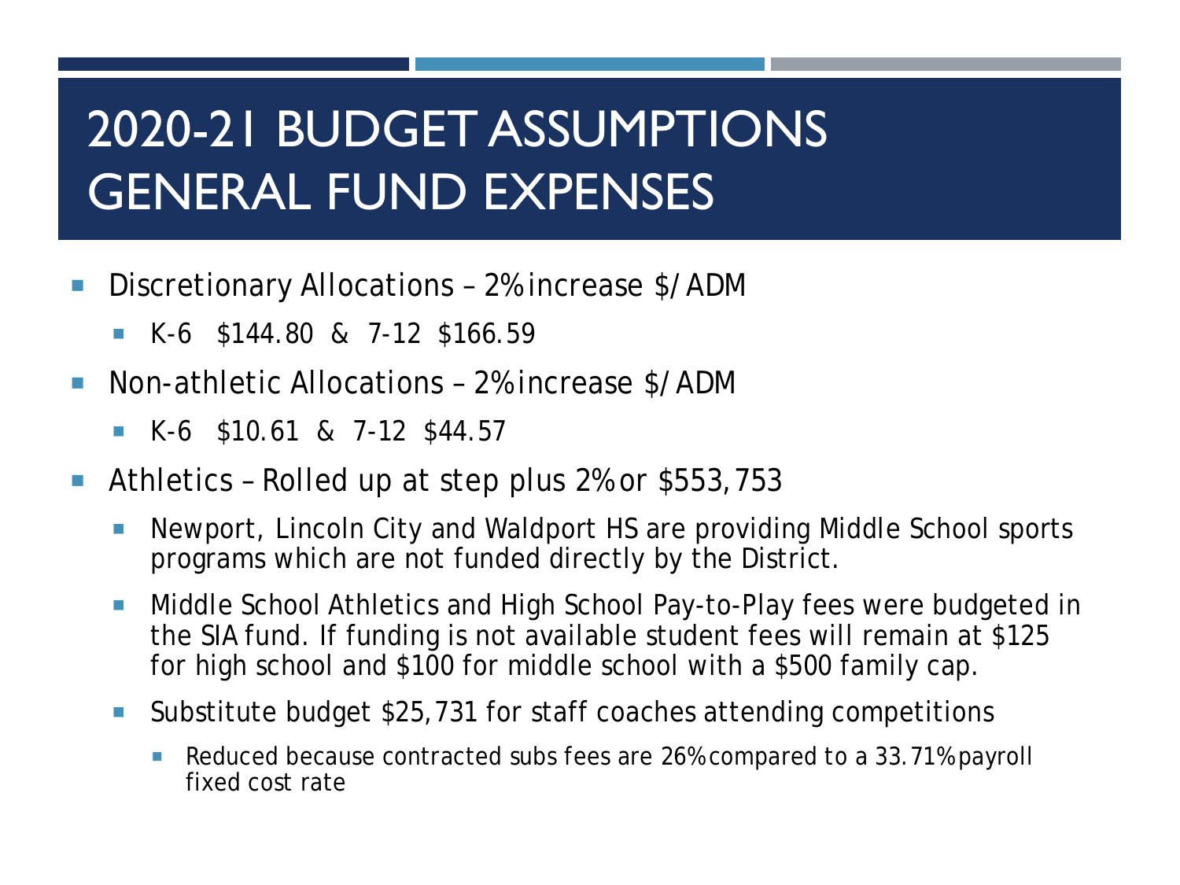# 2020-21 BUDGET ASSUMPTIONS GENERAL FUND EXPENSES

- Discretionary Allocations – 2% increase $/ADM
  - K-6 $144.80 & 7-12 $166.59
- Non-athletic Allocations – 2% increase $/ADM
  - K-6 $10.61 & 7-12 $44.57
- Athletics – Rolled up at step plus 2% or $553,753
  - Newport, Lincoln City and Waldport HS are providing Middle School sports programs which are not funded directly by the District.
  - Middle School Athletics and High School Pay-to-Play fees were budgeted in the SIA fund. If funding is not available student fees will remain at $125 for high school and $100 for middle school with a $500 family cap.
  - Substitute budget $25,731 for staff coaches attending competitions
    - Reduced because contracted subs fees are 26% compared to a 33.71% payroll fixed cost rate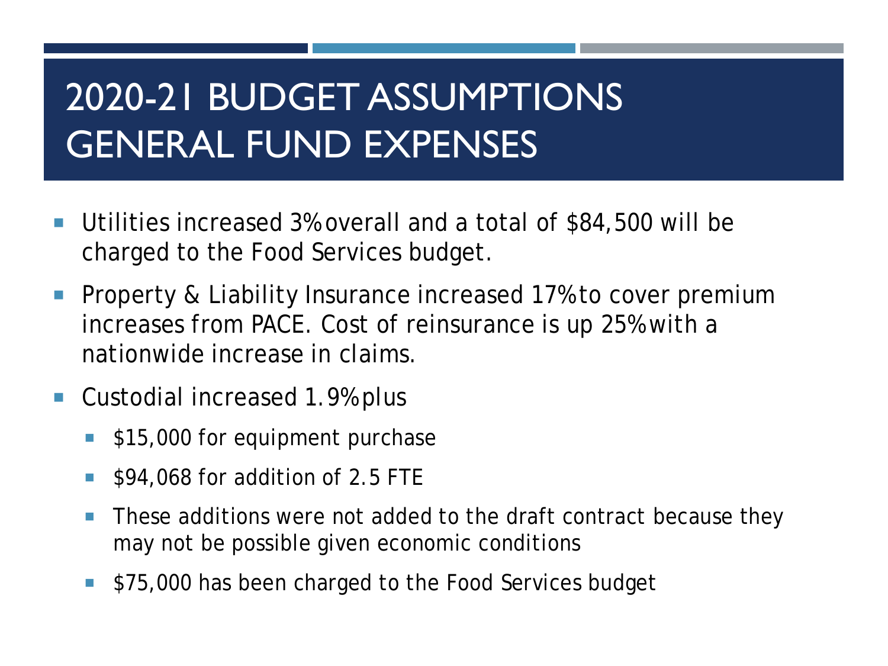# 2020-21 BUDGET ASSUMPTIONS GENERAL FUND EXPENSES

- Utilities increased 3% overall and a total of $84,500 will be charged to the Food Services budget.
- Property & Liability Insurance increased 17% to cover premium increases from PACE. Cost of reinsurance is up 25% with a nationwide increase in claims.
- Custodial increased 1.9% plus
  - $15,000 for equipment purchase
  - $94,068 for addition of 2.5 FTE
  - These additions were not added to the draft contract because they may not be possible given economic conditions
  - $75,000 has been charged to the Food Services budget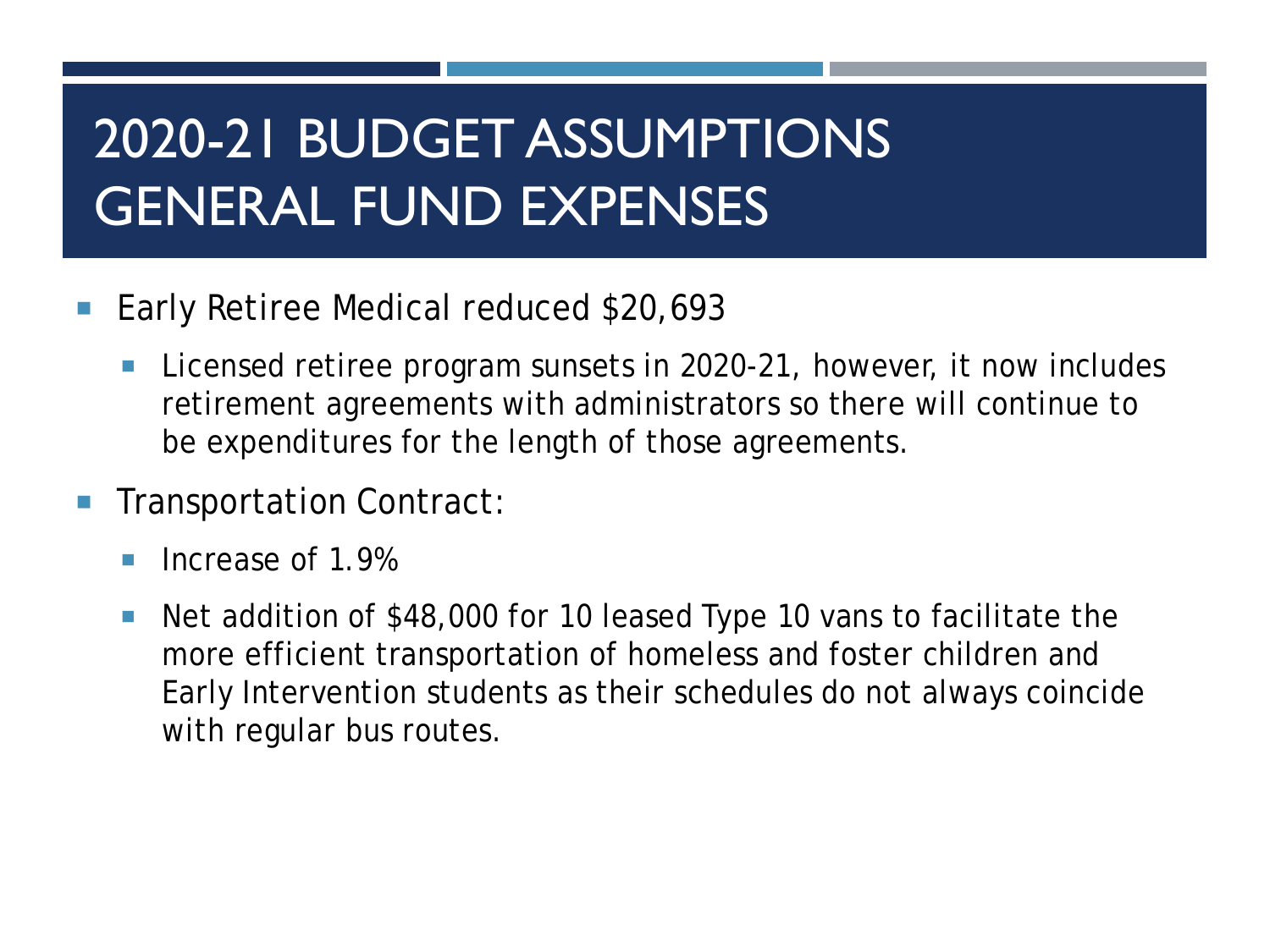# 2020-21 BUDGET ASSUMPTIONS GENERAL FUND EXPENSES

- Early Retiree Medical reduced $20,693
  - Licensed retiree program sunsets in 2020-21, however, it now includes retirement agreements with administrators so there will continue to be expenditures for the length of those agreements.
- Transportation Contract:
  - Increase of 1.9%
  - Net addition of $48,000 for 10 leased Type 10 vans to facilitate the more efficient transportation of homeless and foster children and Early Intervention students as their schedules do not always coincide with regular bus routes.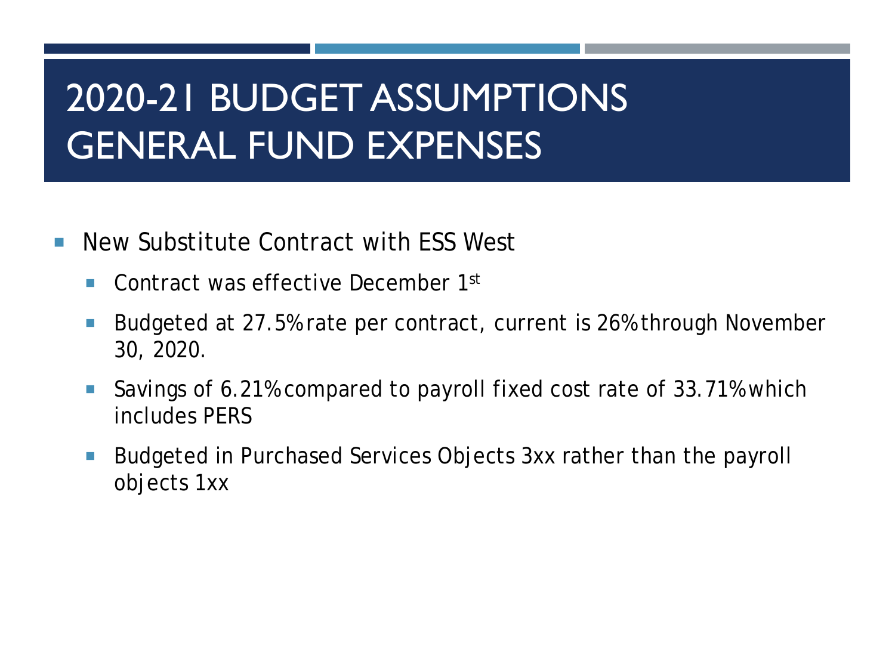# 2020-21 BUDGET ASSUMPTIONS GENERAL FUND EXPENSES

- New Substitute Contract with ESS West
  - Contract was effective December 1st
  - Budgeted at 27.5% rate per contract, current is 26% through November 30, 2020.
  - Savings of 6.21% compared to payroll fixed cost rate of 33.71% which includes PERS
  - Budgeted in Purchased Services Objects 3xx rather than the payroll objects 1xx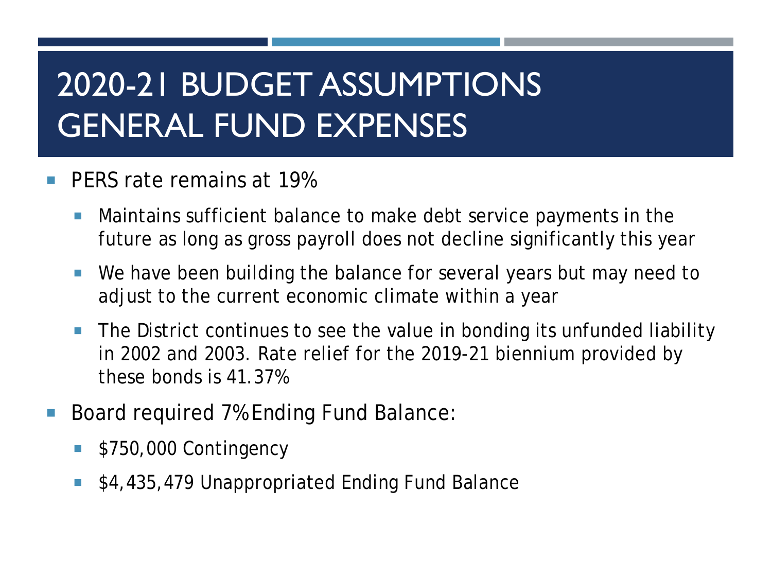# 2020-21 BUDGET ASSUMPTIONS GENERAL FUND EXPENSES

- PERS rate remains at 19%
  - Maintains sufficient balance to make debt service payments in the future as long as gross payroll does not decline significantly this year
  - We have been building the balance for several years but may need to adjust to the current economic climate within a year
  - The District continues to see the value in bonding its unfunded liability in 2002 and 2003. Rate relief for the 2019-21 biennium provided by these bonds is 41.37%
- Board required 7% Ending Fund Balance:
  - $750,000 Contingency
  - $4,435,479 Unappropriated Ending Fund Balance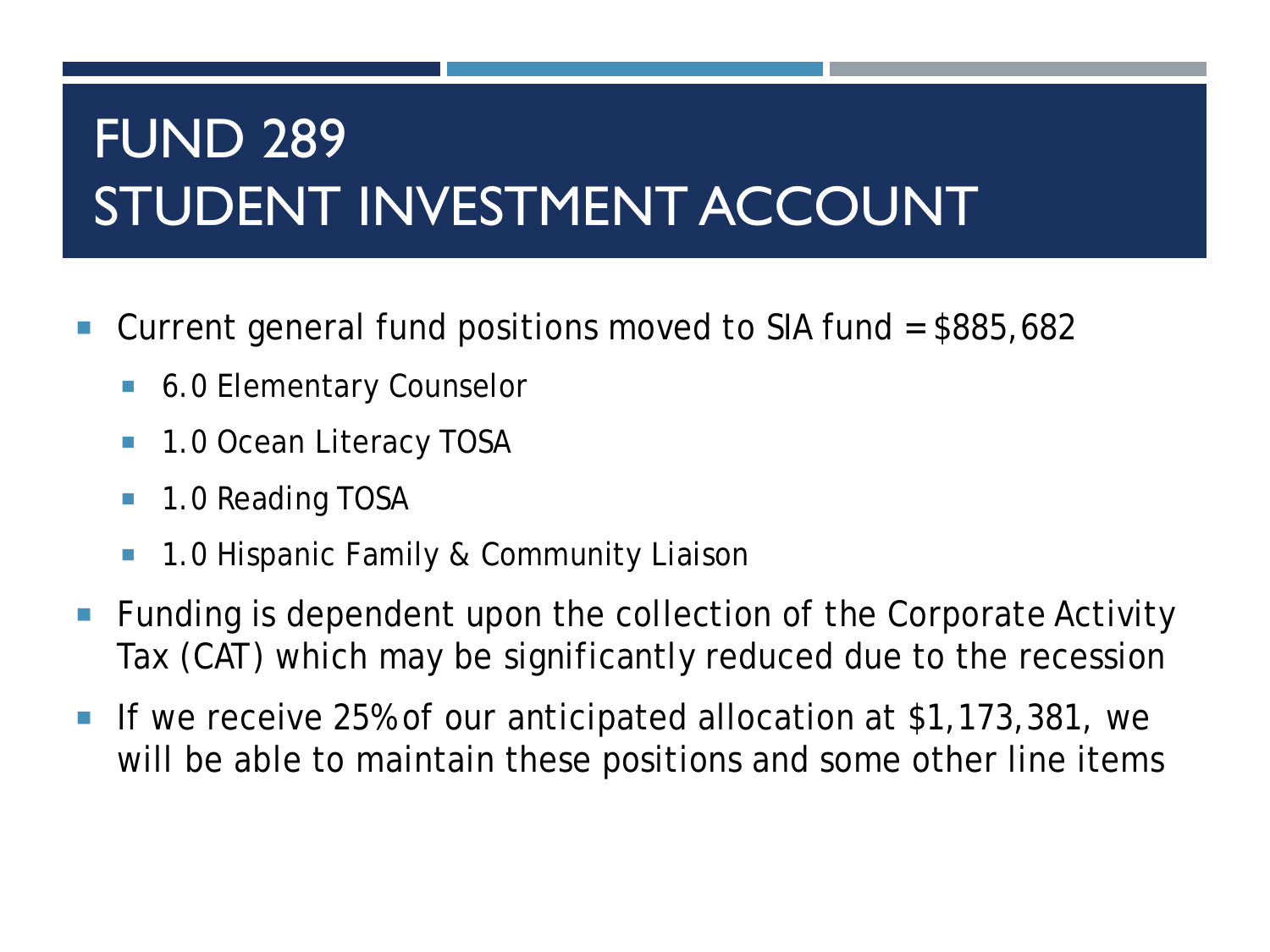# FUND 289
# STUDENT INVESTMENT ACCOUNT

- Current general fund positions moved to SIA fund = $885,682
  - 6.0 Elementary Counselor
  - 1.0 Ocean Literacy TOSA
  - 1.0 Reading TOSA
  - 1.0 Hispanic Family & Community Liaison
- Funding is dependent upon the collection of the Corporate Activity Tax (CAT) which may be significantly reduced due to the recession
- If we receive 25% of our anticipated allocation at $1,173,381, we will be able to maintain these positions and some other line items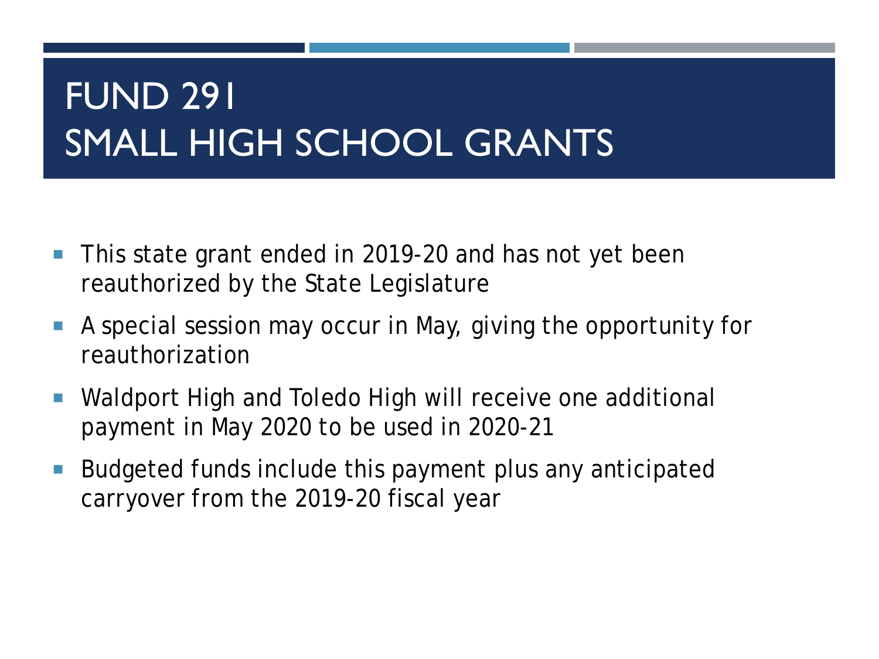# FUND 291
# SMALL HIGH SCHOOL GRANTS

- This state grant ended in 2019-20 and has not yet been reauthorized by the State Legislature
- A special session may occur in May, giving the opportunity for reauthorization
- Waldport High and Toledo High will receive one additional payment in May 2020 to be used in 2020-21
- Budgeted funds include this payment plus any anticipated carryover from the 2019-20 fiscal year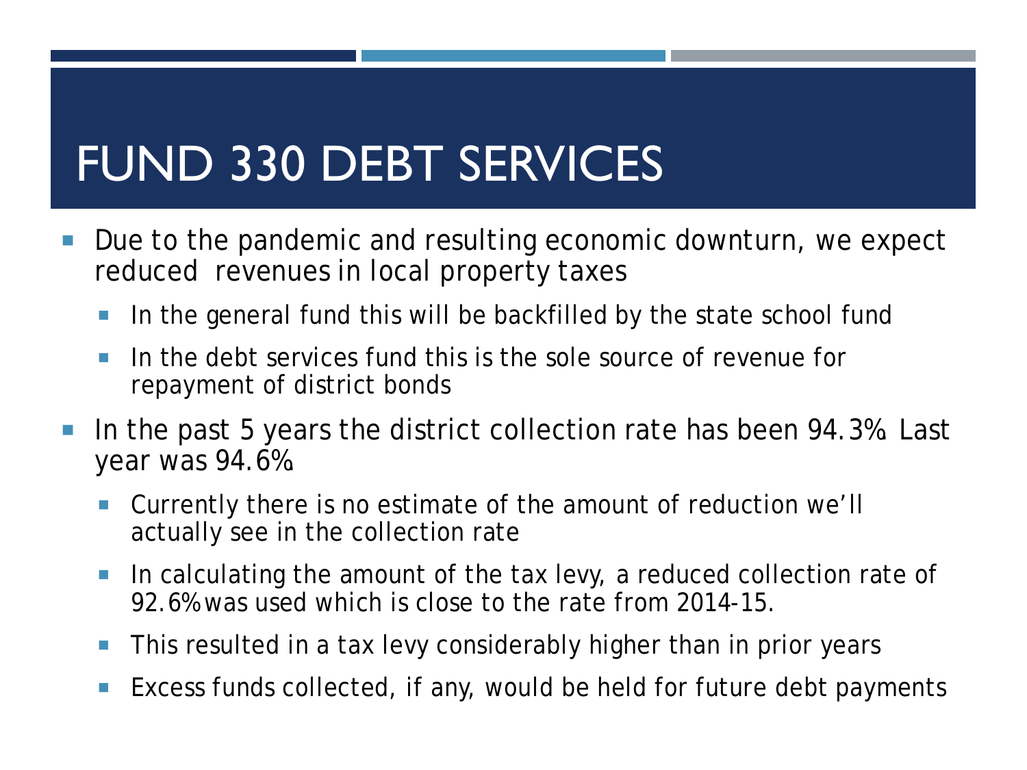# FUND 330 DEBT SERVICES

- Due to the pandemic and resulting economic downturn, we expect reduced revenues in local property taxes
  - In the general fund this will be backfilled by the state school fund
  - In the debt services fund this is the sole source of revenue for repayment of district bonds
- In the past 5 years the district collection rate has been 94.3%. Last year was 94.6%.
  - Currently there is no estimate of the amount of reduction we'll actually see in the collection rate
  - In calculating the amount of the tax levy, a reduced collection rate of 92.6% was used which is close to the rate from 2014-15.
  - This resulted in a tax levy considerably higher than in prior years
  - Excess funds collected, if any, would be held for future debt payments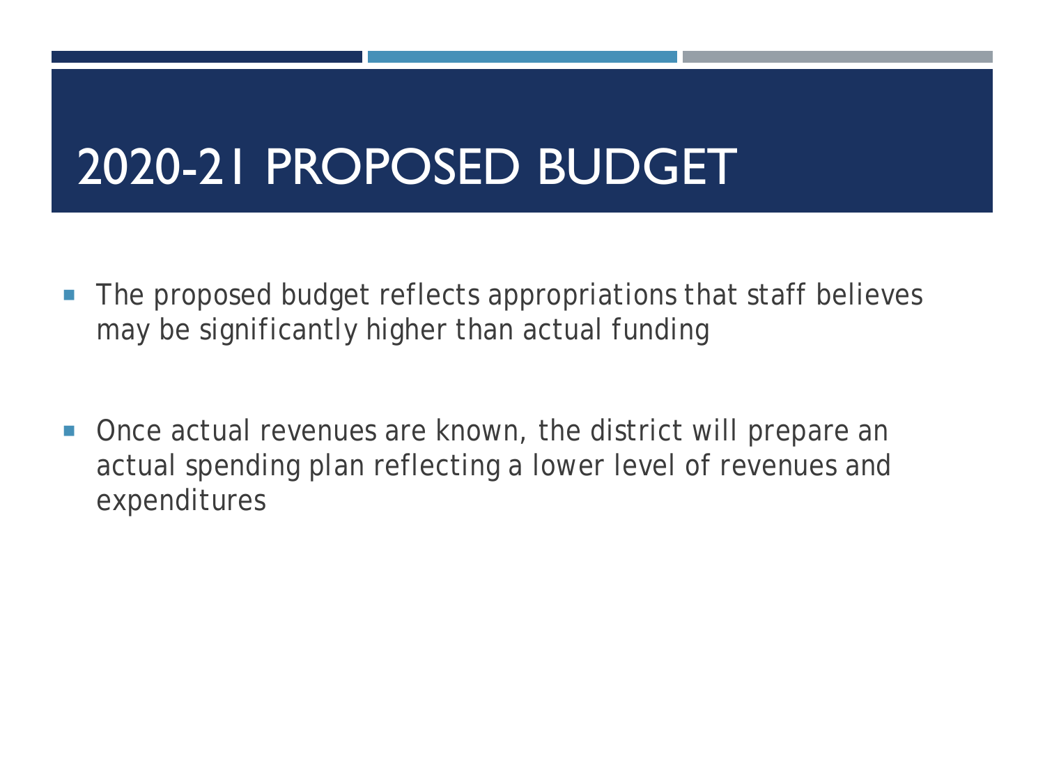# 2020-21 PROPOSED BUDGET

- The proposed budget reflects appropriations that staff believes may be significantly higher than actual funding

- Once actual revenues are known, the district will prepare an actual spending plan reflecting a lower level of revenues and expenditures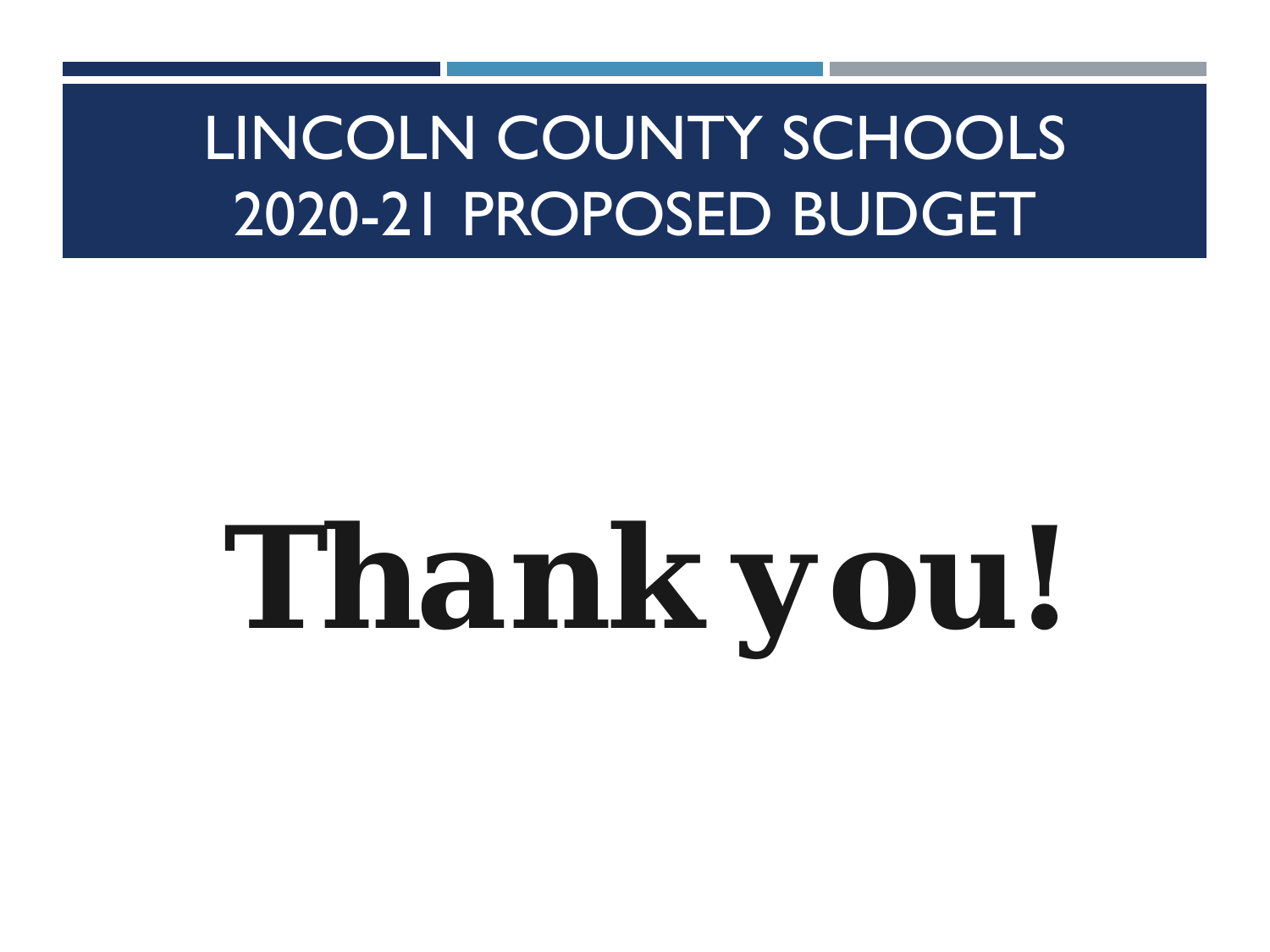# LINCOLN COUNTY SCHOOLS 2020-21 PROPOSED BUDGET

**Thank you!**